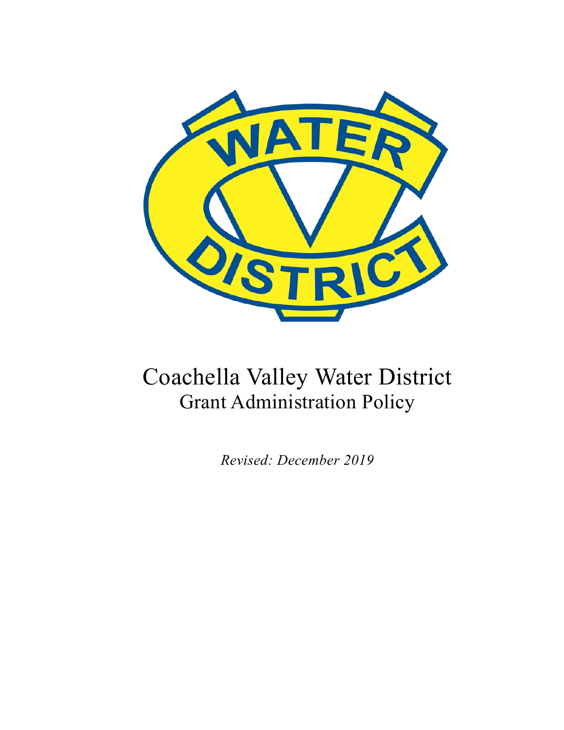# Coachella Valley Water District

## Grant Administration Policy

*Revised: December 2019*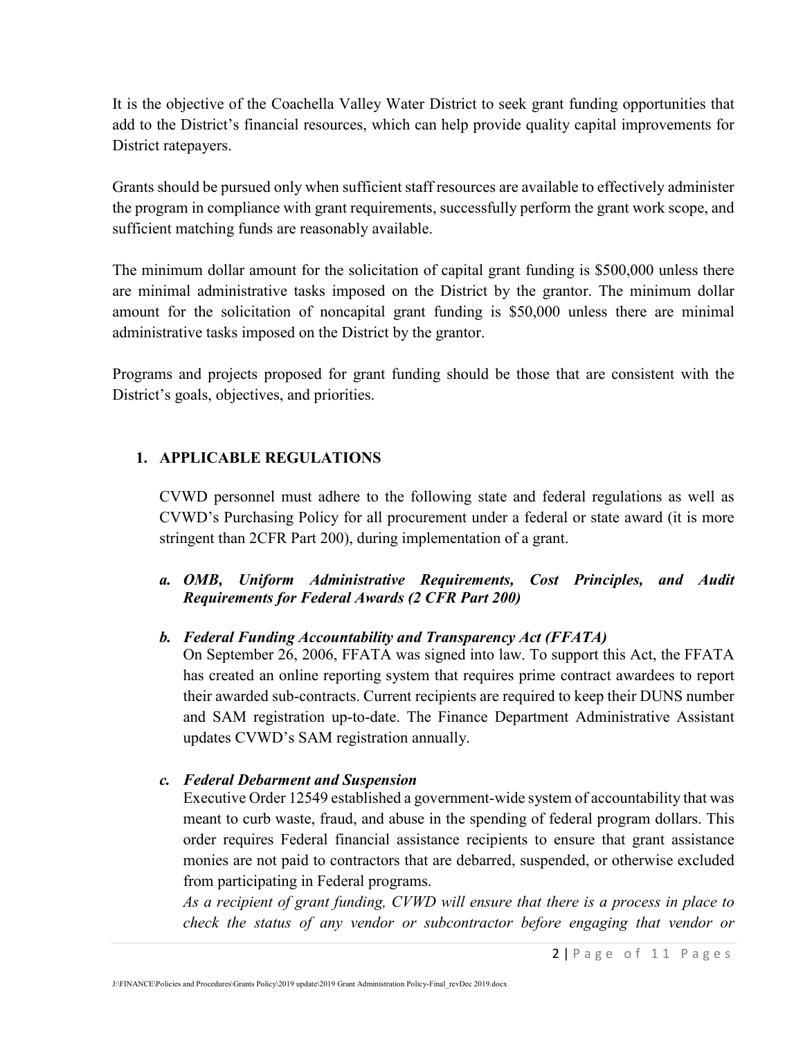It is the objective of the Coachella Valley Water District to seek grant funding opportunities that add to the District's financial resources, which can help provide quality capital improvements for District ratepayers.

Grants should be pursued only when sufficient staff resources are available to effectively administer the program in compliance with grant requirements, successfully perform the grant work scope, and sufficient matching funds are reasonably available.

The minimum dollar amount for the solicitation of capital grant funding is $500,000 unless there are minimal administrative tasks imposed on the District by the grantor. The minimum dollar amount for the solicitation of noncapital grant funding is $50,000 unless there are minimal administrative tasks imposed on the District by the grantor.

Programs and projects proposed for grant funding should be those that are consistent with the District's goals, objectives, and priorities.

## 1. APPLICABLE REGULATIONS

CVWD personnel must adhere to the following state and federal regulations as well as CVWD's Purchasing Policy for all procurement under a federal or state award (it is more stringent than 2CFR Part 200), during implementation of a grant.

### a. *OMB, Uniform Administrative Requirements, Cost Principles, and Audit Requirements for Federal Awards (2 CFR Part 200)*

### b. *Federal Funding Accountability and Transparency Act (FFATA)*

On September 26, 2006, FFATA was signed into law. To support this Act, the FFATA has created an online reporting system that requires prime contract awardees to report their awarded sub-contracts. Current recipients are required to keep their DUNS number and SAM registration up-to-date. The Finance Department Administrative Assistant updates CVWD's SAM registration annually.

### c. *Federal Debarment and Suspension*

Executive Order 12549 established a government-wide system of accountability that was meant to curb waste, fraud, and abuse in the spending of federal program dollars. This order requires Federal financial assistance recipients to ensure that grant assistance monies are not paid to contractors that are debarred, suspended, or otherwise excluded from participating in Federal programs.

*As a recipient of grant funding, CVWD will ensure that there is a process in place to check the status of any vendor or subcontractor before engaging that vendor or*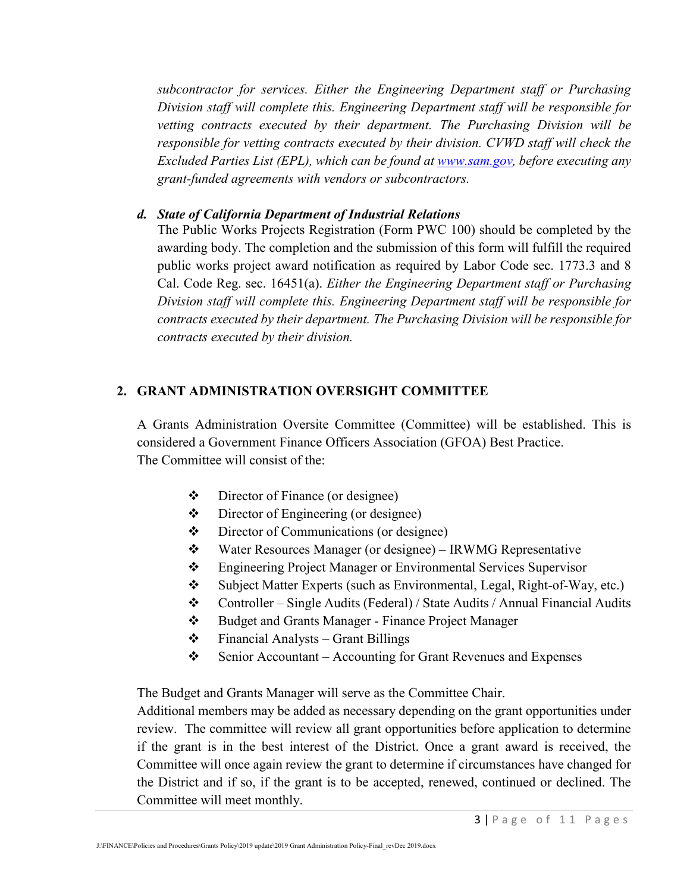*subcontractor for services. Either the Engineering Department staff or Purchasing Division staff will complete this. Engineering Department staff will be responsible for vetting contracts executed by their department. The Purchasing Division will be responsible for vetting contracts executed by their division. CVWD staff will check the Excluded Parties List (EPL), which can be found at [www.sam.gov](http://www.sam.gov), before executing any grant-funded agreements with vendors or subcontractors.*

**d. *State of California Department of Industrial Relations***

The Public Works Projects Registration (Form PWC 100) should be completed by the awarding body. The completion and the submission of this form will fulfill the required public works project award notification as required by Labor Code sec. 1773.3 and 8 Cal. Code Reg. sec. 16451(a). *Either the Engineering Department staff or Purchasing Division staff will complete this. Engineering Department staff will be responsible for contracts executed by their department. The Purchasing Division will be responsible for contracts executed by their division.*

## 2. GRANT ADMINISTRATION OVERSIGHT COMMITTEE

A Grants Administration Oversite Committee (Committee) will be established. This is considered a Government Finance Officers Association (GFOA) Best Practice.
The Committee will consist of the:

- Director of Finance (or designee)
- Director of Engineering (or designee)
- Director of Communications (or designee)
- Water Resources Manager (or designee) – IRWMG Representative
- Engineering Project Manager or Environmental Services Supervisor
- Subject Matter Experts (such as Environmental, Legal, Right-of-Way, etc.)
- Controller – Single Audits (Federal) / State Audits / Annual Financial Audits
- Budget and Grants Manager - Finance Project Manager
- Financial Analysts – Grant Billings
- Senior Accountant – Accounting for Grant Revenues and Expenses

The Budget and Grants Manager will serve as the Committee Chair.
Additional members may be added as necessary depending on the grant opportunities under review. The committee will review all grant opportunities before application to determine if the grant is in the best interest of the District. Once a grant award is received, the Committee will once again review the grant to determine if circumstances have changed for the District and if so, if the grant is to be accepted, renewed, continued or declined. The Committee will meet monthly.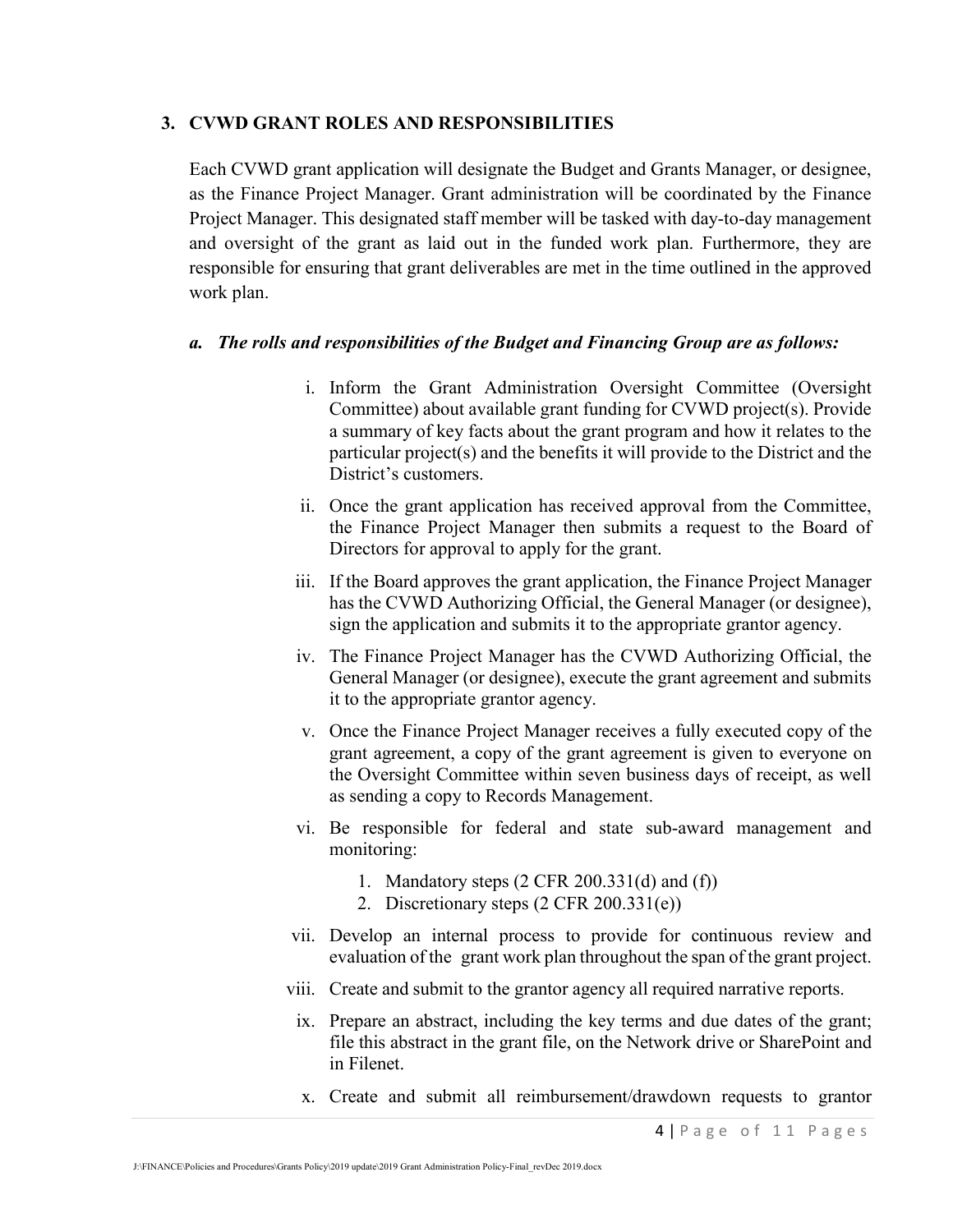## 3. CVWD GRANT ROLES AND RESPONSIBILITIES

Each CVWD grant application will designate the Budget and Grants Manager, or designee, as the Finance Project Manager. Grant administration will be coordinated by the Finance Project Manager. This designated staff member will be tasked with day-to-day management and oversight of the grant as laid out in the funded work plan. Furthermore, they are responsible for ensuring that grant deliverables are met in the time outlined in the approved work plan.

### *a. The rolls and responsibilities of the Budget and Financing Group are as follows:*

i. Inform the Grant Administration Oversight Committee (Oversight Committee) about available grant funding for CVWD project(s). Provide a summary of key facts about the grant program and how it relates to the particular project(s) and the benefits it will provide to the District and the District's customers.

ii. Once the grant application has received approval from the Committee, the Finance Project Manager then submits a request to the Board of Directors for approval to apply for the grant.

iii. If the Board approves the grant application, the Finance Project Manager has the CVWD Authorizing Official, the General Manager (or designee), sign the application and submits it to the appropriate grantor agency.

iv. The Finance Project Manager has the CVWD Authorizing Official, the General Manager (or designee), execute the grant agreement and submits it to the appropriate grantor agency.

v. Once the Finance Project Manager receives a fully executed copy of the grant agreement, a copy of the grant agreement is given to everyone on the Oversight Committee within seven business days of receipt, as well as sending a copy to Records Management.

vi. Be responsible for federal and state sub-award management and monitoring:

   1. Mandatory steps (2 CFR 200.331(d) and (f))
   2. Discretionary steps (2 CFR 200.331(e))

vii. Develop an internal process to provide for continuous review and evaluation of the grant work plan throughout the span of the grant project.

viii. Create and submit to the grantor agency all required narrative reports.

ix. Prepare an abstract, including the key terms and due dates of the grant; file this abstract in the grant file, on the Network drive or SharePoint and in Filenet.

x. Create and submit all reimbursement/drawdown requests to grantor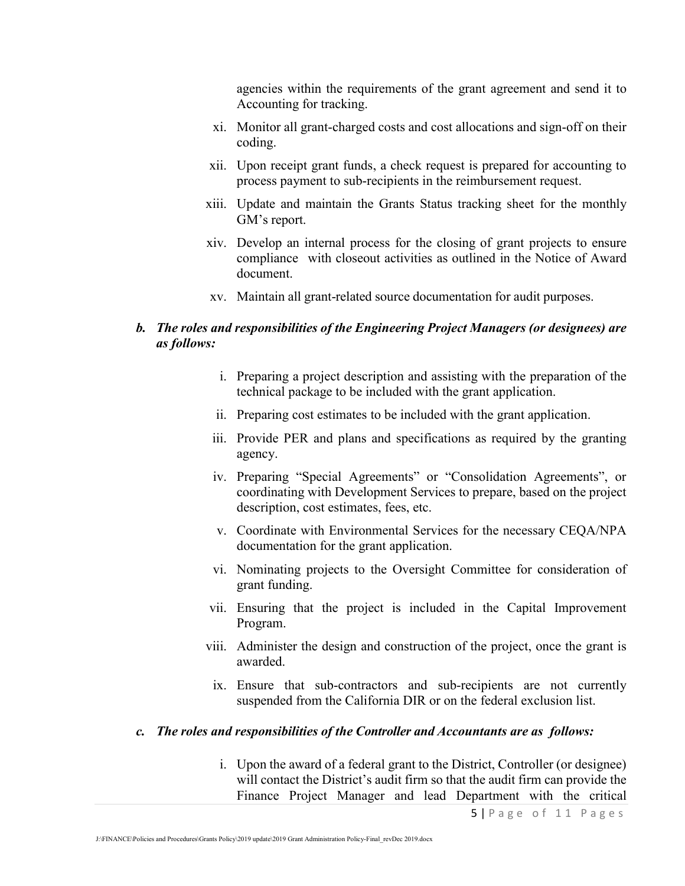agencies within the requirements of the grant agreement and send it to Accounting for tracking.

xi. Monitor all grant-charged costs and cost allocations and sign-off on their coding.

xii. Upon receipt grant funds, a check request is prepared for accounting to process payment to sub-recipients in the reimbursement request.

xiii. Update and maintain the Grants Status tracking sheet for the monthly GM's report.

xiv. Develop an internal process for the closing of grant projects to ensure compliance with closeout activities as outlined in the Notice of Award document.

xv. Maintain all grant-related source documentation for audit purposes.

***b. The roles and responsibilities of the Engineering Project Managers (or designees) are as follows:***

i. Preparing a project description and assisting with the preparation of the technical package to be included with the grant application.

ii. Preparing cost estimates to be included with the grant application.

iii. Provide PER and plans and specifications as required by the granting agency.

iv. Preparing "Special Agreements" or "Consolidation Agreements", or coordinating with Development Services to prepare, based on the project description, cost estimates, fees, etc.

v. Coordinate with Environmental Services for the necessary CEQA/NPA documentation for the grant application.

vi. Nominating projects to the Oversight Committee for consideration of grant funding.

vii. Ensuring that the project is included in the Capital Improvement Program.

viii. Administer the design and construction of the project, once the grant is awarded.

ix. Ensure that sub-contractors and sub-recipients are not currently suspended from the California DIR or on the federal exclusion list.

***c. The roles and responsibilities of the Controller and Accountants are as follows:***

i. Upon the award of a federal grant to the District, Controller (or designee) will contact the District's audit firm so that the audit firm can provide the Finance Project Manager and lead Department with the critical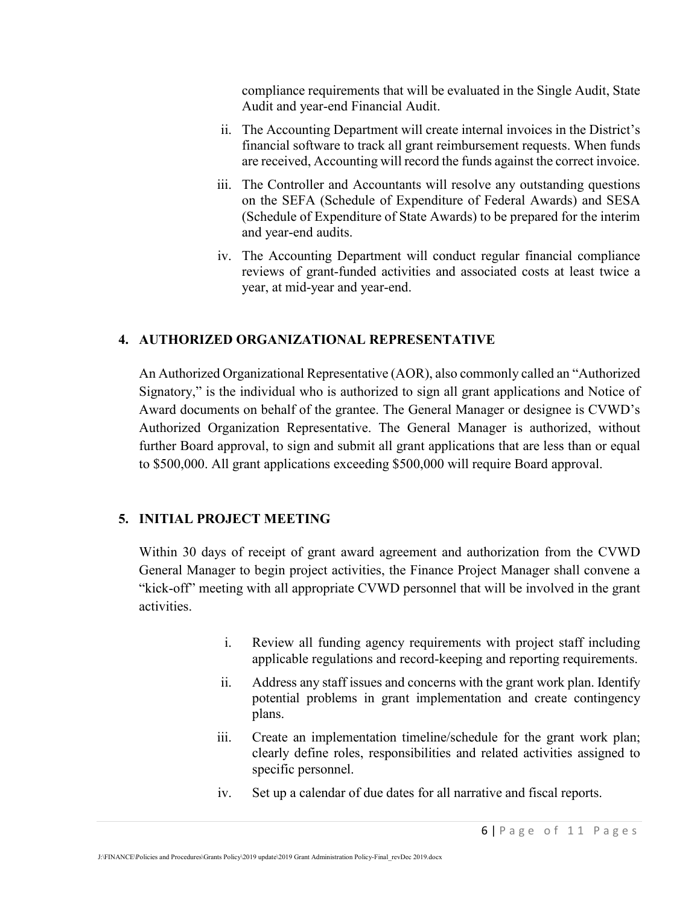compliance requirements that will be evaluated in the Single Audit, State Audit and year-end Financial Audit.

ii. The Accounting Department will create internal invoices in the District's financial software to track all grant reimbursement requests. When funds are received, Accounting will record the funds against the correct invoice.

iii. The Controller and Accountants will resolve any outstanding questions on the SEFA (Schedule of Expenditure of Federal Awards) and SESA (Schedule of Expenditure of State Awards) to be prepared for the interim and year-end audits.

iv. The Accounting Department will conduct regular financial compliance reviews of grant-funded activities and associated costs at least twice a year, at mid-year and year-end.

## 4. AUTHORIZED ORGANIZATIONAL REPRESENTATIVE

An Authorized Organizational Representative (AOR), also commonly called an "Authorized Signatory," is the individual who is authorized to sign all grant applications and Notice of Award documents on behalf of the grantee. The General Manager or designee is CVWD's Authorized Organization Representative. The General Manager is authorized, without further Board approval, to sign and submit all grant applications that are less than or equal to $500,000. All grant applications exceeding $500,000 will require Board approval.

## 5. INITIAL PROJECT MEETING

Within 30 days of receipt of grant award agreement and authorization from the CVWD General Manager to begin project activities, the Finance Project Manager shall convene a "kick-off" meeting with all appropriate CVWD personnel that will be involved in the grant activities.

i. Review all funding agency requirements with project staff including applicable regulations and record-keeping and reporting requirements.

ii. Address any staff issues and concerns with the grant work plan. Identify potential problems in grant implementation and create contingency plans.

iii. Create an implementation timeline/schedule for the grant work plan; clearly define roles, responsibilities and related activities assigned to specific personnel.

iv. Set up a calendar of due dates for all narrative and fiscal reports.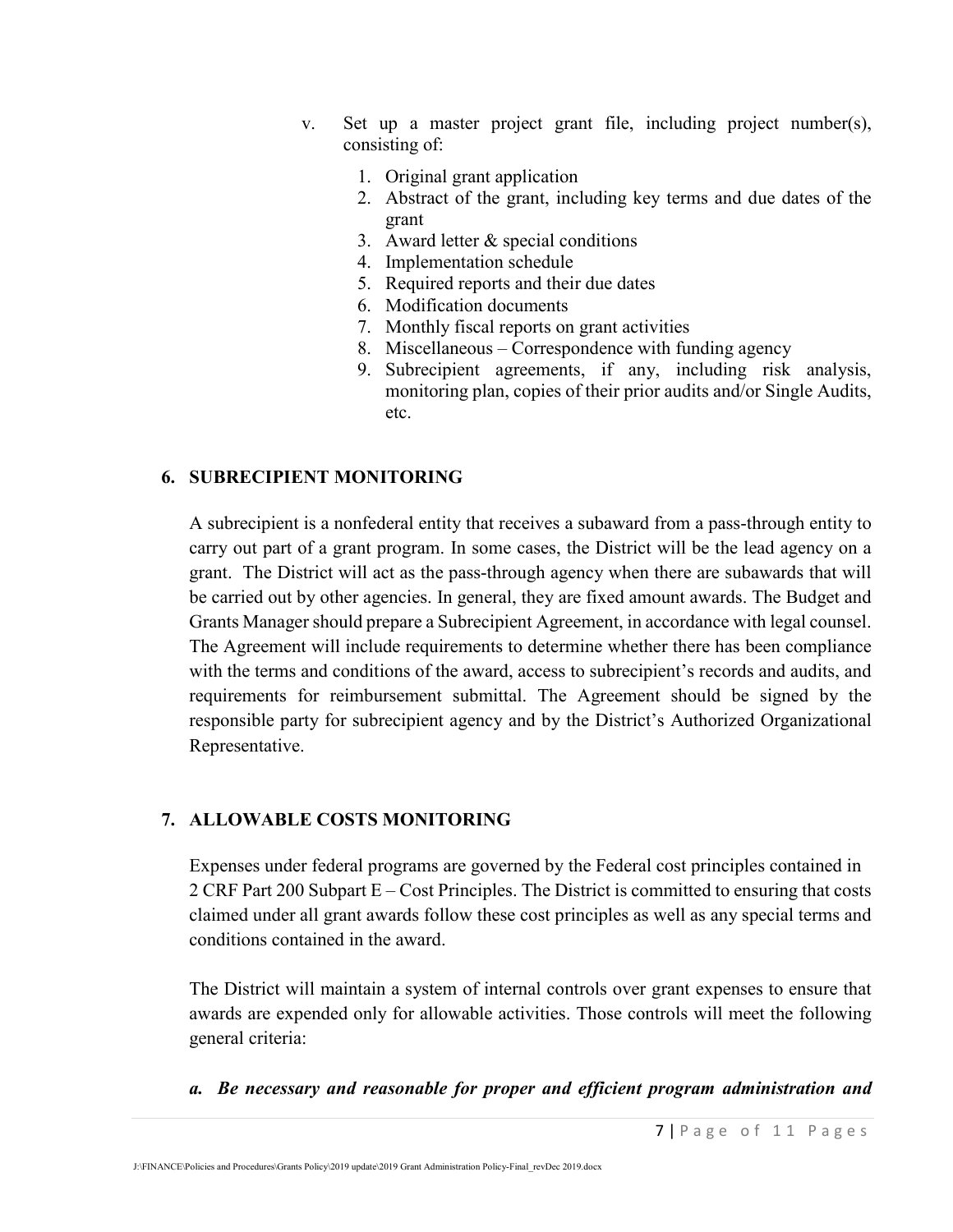v. Set up a master project grant file, including project number(s), consisting of:

   1. Original grant application
   2. Abstract of the grant, including key terms and due dates of the grant
   3. Award letter & special conditions
   4. Implementation schedule
   5. Required reports and their due dates
   6. Modification documents
   7. Monthly fiscal reports on grant activities
   8. Miscellaneous – Correspondence with funding agency
   9. Subrecipient agreements, if any, including risk analysis, monitoring plan, copies of their prior audits and/or Single Audits, etc.

## 6. SUBRECIPIENT MONITORING

A subrecipient is a nonfederal entity that receives a subaward from a pass-through entity to carry out part of a grant program. In some cases, the District will be the lead agency on a grant. The District will act as the pass-through agency when there are subawards that will be carried out by other agencies. In general, they are fixed amount awards. The Budget and Grants Manager should prepare a Subrecipient Agreement, in accordance with legal counsel. The Agreement will include requirements to determine whether there has been compliance with the terms and conditions of the award, access to subrecipient's records and audits, and requirements for reimbursement submittal. The Agreement should be signed by the responsible party for subrecipient agency and by the District's Authorized Organizational Representative.

## 7. ALLOWABLE COSTS MONITORING

Expenses under federal programs are governed by the Federal cost principles contained in 2 CRF Part 200 Subpart E – Cost Principles. The District is committed to ensuring that costs claimed under all grant awards follow these cost principles as well as any special terms and conditions contained in the award.

The District will maintain a system of internal controls over grant expenses to ensure that awards are expended only for allowable activities. Those controls will meet the following general criteria:

***a. Be necessary and reasonable for proper and efficient program administration and***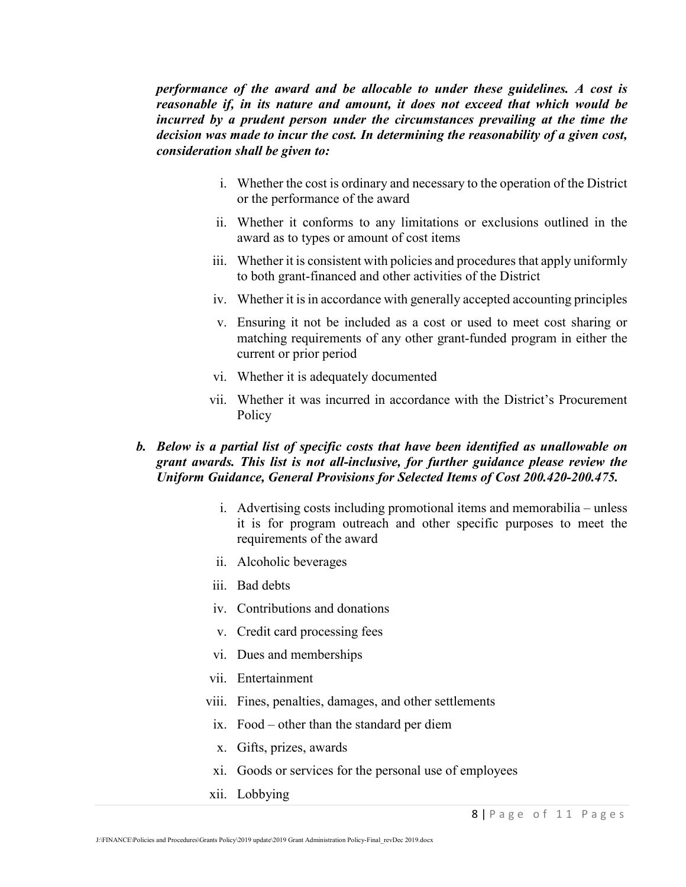***performance of the award and be allocable to under these guidelines. A cost is reasonable if, in its nature and amount, it does not exceed that which would be incurred by a prudent person under the circumstances prevailing at the time the decision was made to incur the cost. In determining the reasonability of a given cost, consideration shall be given to:***

i. Whether the cost is ordinary and necessary to the operation of the District or the performance of the award
ii. Whether it conforms to any limitations or exclusions outlined in the award as to types or amount of cost items
iii. Whether it is consistent with policies and procedures that apply uniformly to both grant-financed and other activities of the District
iv. Whether it is in accordance with generally accepted accounting principles
v. Ensuring it not be included as a cost or used to meet cost sharing or matching requirements of any other grant-funded program in either the current or prior period
vi. Whether it is adequately documented
vii. Whether it was incurred in accordance with the District's Procurement Policy

***b. Below is a partial list of specific costs that have been identified as unallowable on grant awards. This list is not all-inclusive, for further guidance please review the Uniform Guidance, General Provisions for Selected Items of Cost 200.420-200.475.***

i. Advertising costs including promotional items and memorabilia – unless it is for program outreach and other specific purposes to meet the requirements of the award
ii. Alcoholic beverages
iii. Bad debts
iv. Contributions and donations
v. Credit card processing fees
vi. Dues and memberships
vii. Entertainment
viii. Fines, penalties, damages, and other settlements
ix. Food – other than the standard per diem
x. Gifts, prizes, awards
xi. Goods or services for the personal use of employees
xii. Lobbying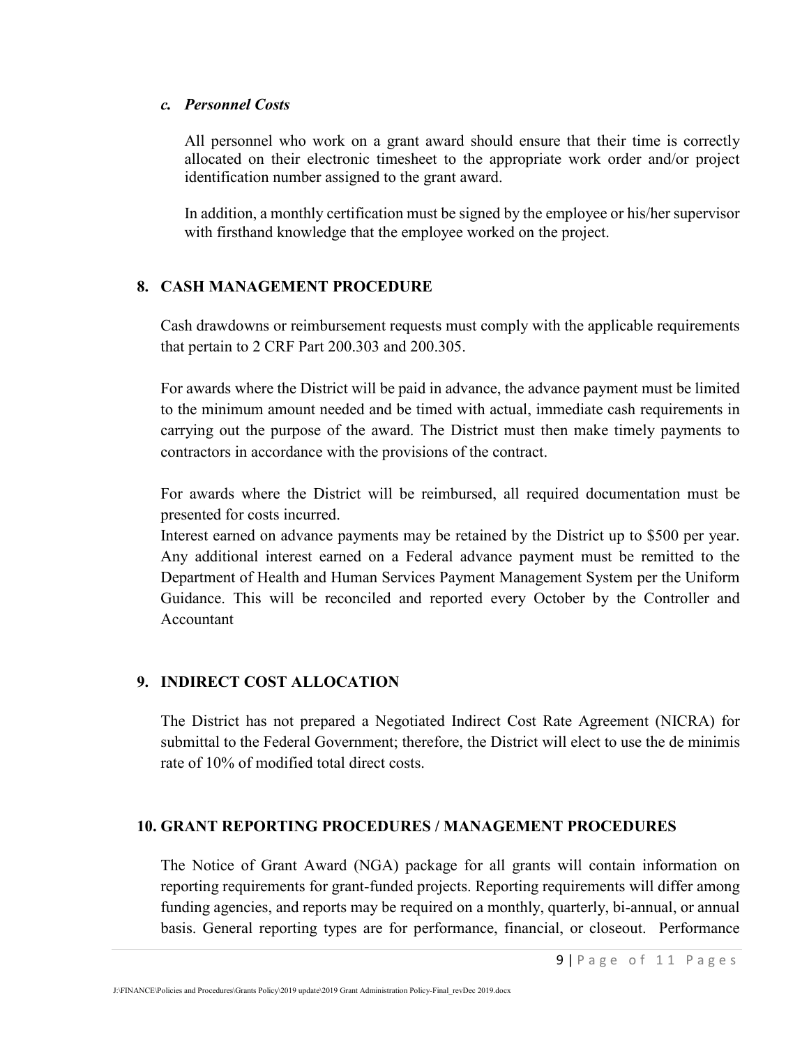### *c. Personnel Costs*

All personnel who work on a grant award should ensure that their time is correctly allocated on their electronic timesheet to the appropriate work order and/or project identification number assigned to the grant award.

In addition, a monthly certification must be signed by the employee or his/her supervisor with firsthand knowledge that the employee worked on the project.

## 8. CASH MANAGEMENT PROCEDURE

Cash drawdowns or reimbursement requests must comply with the applicable requirements that pertain to 2 CRF Part 200.303 and 200.305.

For awards where the District will be paid in advance, the advance payment must be limited to the minimum amount needed and be timed with actual, immediate cash requirements in carrying out the purpose of the award. The District must then make timely payments to contractors in accordance with the provisions of the contract.

For awards where the District will be reimbursed, all required documentation must be presented for costs incurred.
Interest earned on advance payments may be retained by the District up to $500 per year. Any additional interest earned on a Federal advance payment must be remitted to the Department of Health and Human Services Payment Management System per the Uniform Guidance. This will be reconciled and reported every October by the Controller and Accountant

## 9. INDIRECT COST ALLOCATION

The District has not prepared a Negotiated Indirect Cost Rate Agreement (NICRA) for submittal to the Federal Government; therefore, the District will elect to use the de minimis rate of 10% of modified total direct costs.

## 10. GRANT REPORTING PROCEDURES / MANAGEMENT PROCEDURES

The Notice of Grant Award (NGA) package for all grants will contain information on reporting requirements for grant-funded projects. Reporting requirements will differ among funding agencies, and reports may be required on a monthly, quarterly, bi-annual, or annual basis. General reporting types are for performance, financial, or closeout. Performance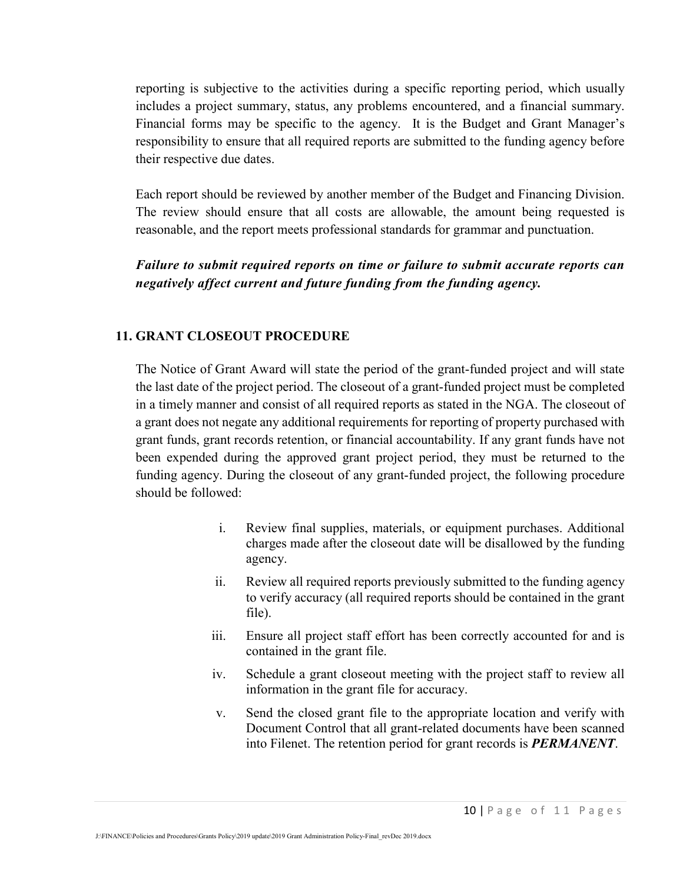reporting is subjective to the activities during a specific reporting period, which usually includes a project summary, status, any problems encountered, and a financial summary. Financial forms may be specific to the agency. It is the Budget and Grant Manager's responsibility to ensure that all required reports are submitted to the funding agency before their respective due dates.

Each report should be reviewed by another member of the Budget and Financing Division. The review should ensure that all costs are allowable, the amount being requested is reasonable, and the report meets professional standards for grammar and punctuation.

***Failure to submit required reports on time or failure to submit accurate reports can negatively affect current and future funding from the funding agency.***

## 11. GRANT CLOSEOUT PROCEDURE

The Notice of Grant Award will state the period of the grant-funded project and will state the last date of the project period. The closeout of a grant-funded project must be completed in a timely manner and consist of all required reports as stated in the NGA. The closeout of a grant does not negate any additional requirements for reporting of property purchased with grant funds, grant records retention, or financial accountability. If any grant funds have not been expended during the approved grant project period, they must be returned to the funding agency. During the closeout of any grant-funded project, the following procedure should be followed:

i. Review final supplies, materials, or equipment purchases. Additional charges made after the closeout date will be disallowed by the funding agency.
ii. Review all required reports previously submitted to the funding agency to verify accuracy (all required reports should be contained in the grant file).
iii. Ensure all project staff effort has been correctly accounted for and is contained in the grant file.
iv. Schedule a grant closeout meeting with the project staff to review all information in the grant file for accuracy.
v. Send the closed grant file to the appropriate location and verify with Document Control that all grant-related documents have been scanned into Filenet. The retention period for grant records is ***PERMANENT***.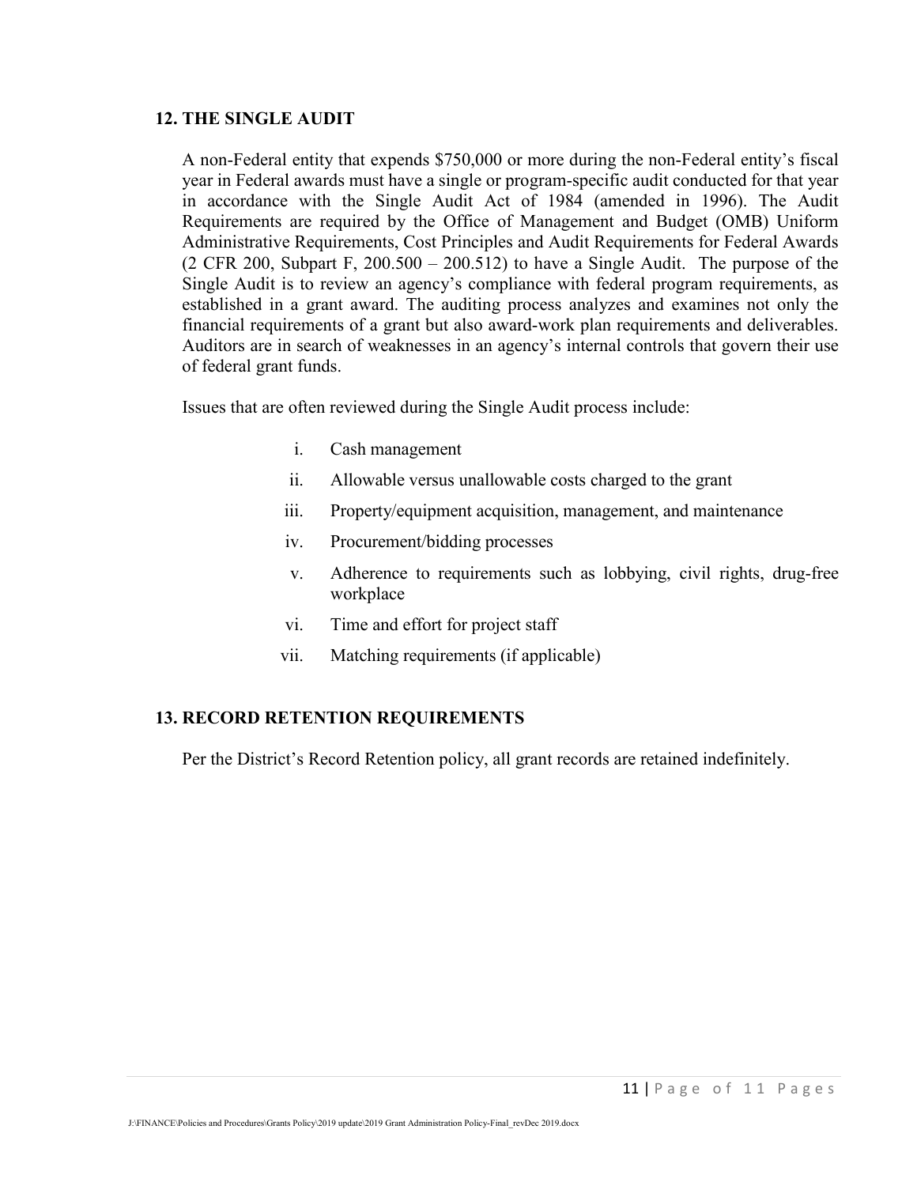## 12. THE SINGLE AUDIT

A non-Federal entity that expends $750,000 or more during the non-Federal entity's fiscal year in Federal awards must have a single or program-specific audit conducted for that year in accordance with the Single Audit Act of 1984 (amended in 1996). The Audit Requirements are required by the Office of Management and Budget (OMB) Uniform Administrative Requirements, Cost Principles and Audit Requirements for Federal Awards (2 CFR 200, Subpart F, 200.500 – 200.512) to have a Single Audit. The purpose of the Single Audit is to review an agency's compliance with federal program requirements, as established in a grant award. The auditing process analyzes and examines not only the financial requirements of a grant but also award-work plan requirements and deliverables. Auditors are in search of weaknesses in an agency's internal controls that govern their use of federal grant funds.

Issues that are often reviewed during the Single Audit process include:

i. Cash management
ii. Allowable versus unallowable costs charged to the grant
iii. Property/equipment acquisition, management, and maintenance
iv. Procurement/bidding processes
v. Adherence to requirements such as lobbying, civil rights, drug-free workplace
vi. Time and effort for project staff
vii. Matching requirements (if applicable)

## 13. RECORD RETENTION REQUIREMENTS

Per the District's Record Retention policy, all grant records are retained indefinitely.

J:\FINANCE\Policies and Procedures\Grants Policy\2019 update\2019 Grant Administration Policy-Final_revDec 2019.docx